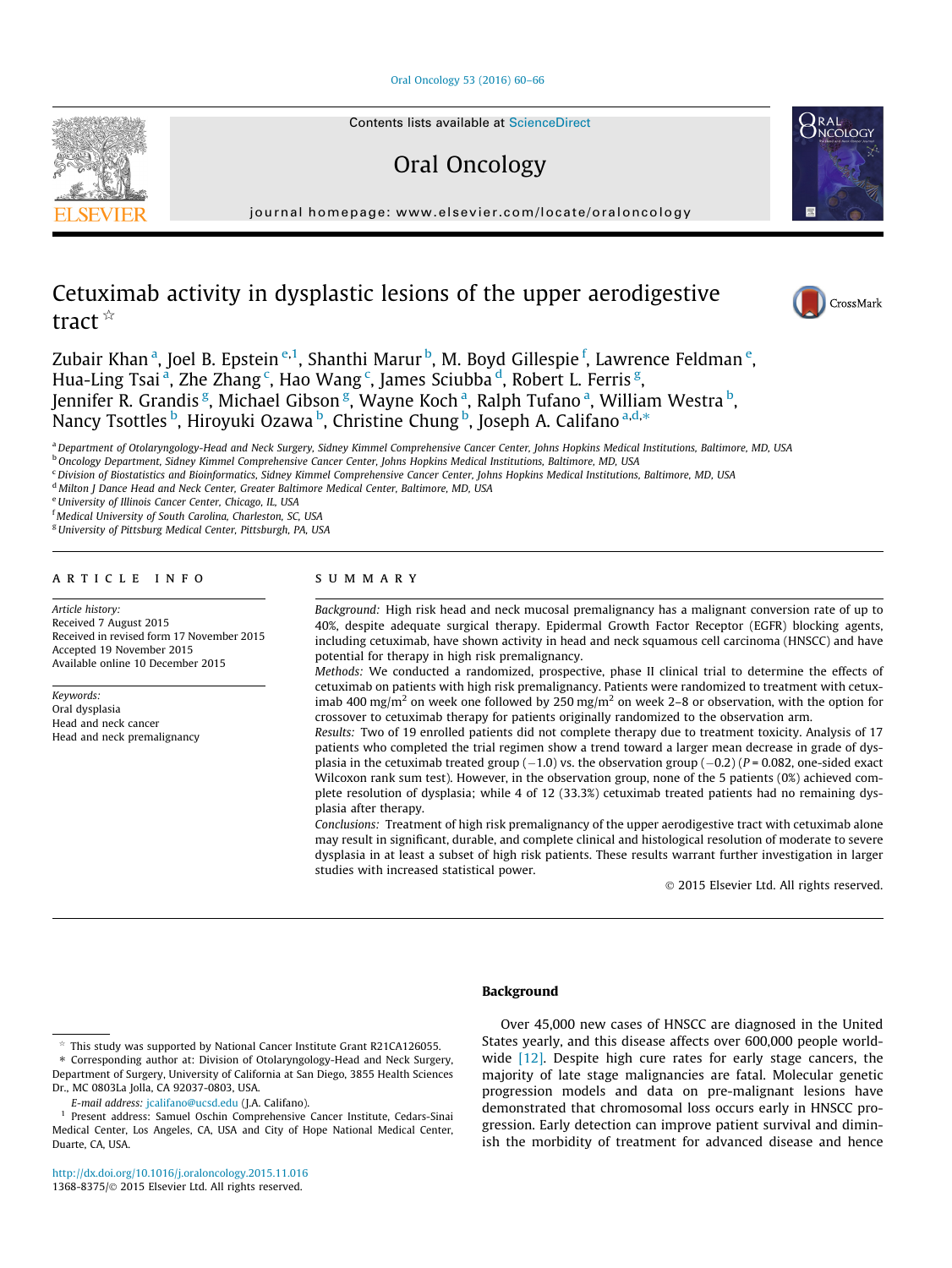# Cetuximab activity in dysplastic lesions of the upper aerodigestive tract ☆

Zubair Khan [a], Joel B. Epstein [e,1], Shanthi Marur [b], M. Boyd Gillespie [f], Lawrence Feldman [e], Hua-Ling Tsai [a], Zhe Zhang [c], Hao Wang [c], James Sciubba [d], Robert L. Ferris [g], Jennifer R. Grandis [g], Michael Gibson [g], Wayne Koch [a], Ralph Tufano [a], William Westra [b], Nancy Tsottles [b], Hiroyuki Ozawa [b], Christine Chung [b], Joseph A. Califano [a,d,*]

[a] Department of Otolaryngology-Head and Neck Surgery, Sidney Kimmel Comprehensive Cancer Center, Johns Hopkins Medical Institutions, Baltimore, MD, USA
[b] Oncology Department, Sidney Kimmel Comprehensive Cancer Center, Johns Hopkins Medical Institutions, Baltimore, MD, USA
[c] Division of Biostatistics and Bioinformatics, Sidney Kimmel Comprehensive Cancer Center, Johns Hopkins Medical Institutions, Baltimore, MD, USA
[d] Milton J Dance Head and Neck Center, Greater Baltimore Medical Center, Baltimore, MD, USA
[e] University of Illinois Cancer Center, Chicago, IL, USA
[f] Medical University of South Carolina, Charleston, SC, USA
[g] University of Pittsburg Medical Center, Pittsburgh, PA, USA

## ARTICLE INFO

*Article history:*
Received 7 August 2015
Received in revised form 17 November 2015
Accepted 19 November 2015
Available online 10 December 2015

*Keywords:*
Oral dysplasia
Head and neck cancer
Head and neck premalignancy

## SUMMARY

*Background:* High risk head and neck mucosal premalignancy has a malignant conversion rate of up to 40%, despite adequate surgical therapy. Epidermal Growth Factor Receptor (EGFR) blocking agents, including cetuximab, have shown activity in head and neck squamous cell carcinoma (HNSCC) and have potential for therapy in high risk premalignancy.

*Methods:* We conducted a randomized, prospective, phase II clinical trial to determine the effects of cetuximab on patients with high risk premalignancy. Patients were randomized to treatment with cetuximab 400 mg/m$^2$ on week one followed by 250 mg/m$^2$ on week 2–8 or observation, with the option for crossover to cetuximab therapy for patients originally randomized to the observation arm.

*Results:* Two of 19 enrolled patients did not complete the trial regimen due to treatment toxicity. Analysis of 17 patients who completed the trial regimen show a trend toward a larger mean decrease in grade of dysplasia in the cetuximab treated group (−1.0) vs. the observation group (−0.2) ($P = 0.082$, one-sided exact Wilcoxon rank sum test). However, in the observation group, none of the 5 patients (0%) achieved complete resolution of dysplasia; while 4 of 12 (33.3%) cetuximab treated patients had no remaining dysplasia after therapy.

*Conclusions:* Treatment of high risk premalignancy of the upper aerodigestive tract with cetuximab alone may result in significant, durable, and complete clinical and histological resolution of moderate to severe dysplasia in at least a subset of high risk patients. These results warrant further investigation in larger studies with increased statistical power.

© 2015 Elsevier Ltd. All rights reserved.

## Background

Over 45,000 new cases of HNSCC are diagnosed in the United States yearly, and this disease affects over 600,000 people worldwide [12]. Despite high cure rates for early stage cancers, the majority of late stage malignancies are fatal. Molecular genetic progression models and data on pre-malignant lesions have demonstrated that chromosomal loss occurs early in HNSCC progression. Early detection can improve patient survival and diminish the morbidity of treatment for advanced disease and hence

---

☆ This study was supported by National Cancer Institute Grant R21CA126055.

\* Corresponding author at: Division of Otolaryngology-Head and Neck Surgery, Department of Surgery, University of California at San Diego, 3855 Health Sciences Dr., MC 0803La Jolla, CA 92037-0803, USA.

E-mail address: jcalifano@ucsd.edu (J.A. Califano).

1 Present address: Samuel Oschin Comprehensive Cancer Institute, Cedars-Sinai Medical Center, Los Angeles, CA, USA and City of Hope National Medical Center, Duarte, CA, USA.

http://dx.doi.org/10.1016/j.oraloncology.2015.11.016
1368-8375/© 2015 Elsevier Ltd. All rights reserved.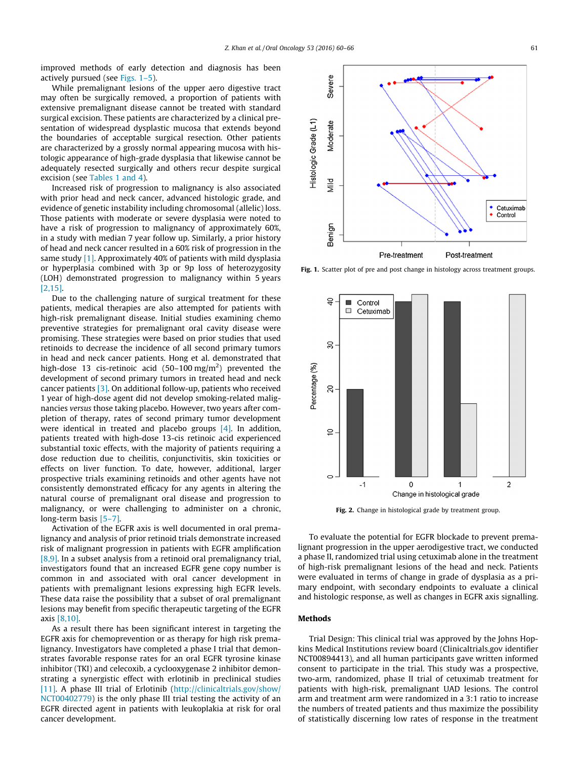improved methods of early detection and diagnosis has been actively pursued (see Figs. 1–5).

While premalignant lesions of the upper aero digestive tract may often be surgically removed, a proportion of patients with extensive premalignant disease cannot be treated with standard surgical excision. These patients are characterized by a clinical presentation of widespread dysplastic mucosa that extends beyond the boundaries of acceptable surgical resection. Other patients are characterized by a grossly normal appearing mucosa with histologic appearance of high-grade dysplasia that likewise cannot be adequately resected surgically and others recur despite surgical excision (see Tables 1 and 4).

Increased risk of progression to malignancy is also associated with prior head and neck cancer, advanced histologic grade, and evidence of genetic instability including chromosomal (allelic) loss. Those patients with moderate or severe dysplasia were noted to have a risk of progression to malignancy of approximately 60%, in a study with median 7 year follow up. Similarly, a prior history of head and neck cancer resulted in a 60% risk of progression in the same study [1]. Approximately 40% of patients with mild dysplasia or hyperplasia combined with 3p or 9p loss of heterozygosity (LOH) demonstrated progression to malignancy within 5 years [2,15].

Due to the challenging nature of surgical treatment for these patients, medical therapies are also attempted for patients with high-risk premalignant disease. Initial studies examining chemo preventive strategies for premalignant oral cavity disease were promising. These strategies were based on prior studies that used retinoids to decrease the incidence of all second primary tumors in head and neck cancer patients. Hong et al. demonstrated that high-dose 13 cis-retinoic acid (50–100 mg/m$^2$) prevented the development of second primary tumors in treated head and neck cancer patients [3]. On additional follow-up, patients who received 1 year of high-dose agent did not develop smoking-related malignancies *versus* those taking placebo. However, two years after completion of therapy, rates of second primary tumor development were identical in treated and placebo groups [4]. In addition, patients treated with high-dose 13-cis retinoic acid experienced substantial toxic effects, with the majority of patients requiring a dose reduction due to cheilitis, conjunctivitis, skin toxicities or effects on liver function. To date, however, additional, larger prospective trials examining retinoids and other agents have not consistently demonstrated efficacy for any agents in altering the natural course of premalignant oral disease and progression to malignancy, or were challenging to administer on a chronic, long-term basis [5–7].

Activation of the EGFR axis is well documented in oral premalignancy and analysis of prior retinoid trials demonstrate increased risk of malignant progression in patients with EGFR amplification [8,9]. In a subset analysis from a retinoid oral premalignancy trial, investigators found that an increased EGFR gene copy number is common in and associated with oral cancer development in patients with premalignant lesions expressing high EGFR levels. These data raise the possibility that a subset of oral premalignant lesions may benefit from specific therapeutic targeting of the EGFR axis [8,10].

As a result there has been significant interest in targeting the EGFR axis for chemoprevention or as therapy for high risk premalignancy. Investigators have completed a phase I trial that demonstrates favorable response rates for an oral EGFR tyrosine kinase inhibitor (TKI) and celecoxib, a cyclooxygenase 2 inhibitor demonstrating a synergistic effect with erlotinib in preclinical studies [11]. A phase III trial of Erlotinib (http://clinicaltrials.gov/show/NCT00402779) is the only phase III trial testing the activity of an EGFR directed agent in patients with leukoplakia at risk for oral cancer development.

**Fig. 1.** Scatter plot of pre and post change in histology across treatment groups.

**Fig. 2.** Change in histological grade by treatment group.

To evaluate the potential for EGFR blockade to prevent premalignant progression in the upper aerodigestive tract, we conducted a phase II, randomized trial using cetuximab alone in the treatment of high-risk premalignant lesions of the head and neck. Patients were evaluated in terms of change in grade of dysplasia as a primary endpoint, with secondary endpoints to evaluate a clinical and histologic response, as well as changes in EGFR axis signalling.

## Methods

Trial Design: This clinical trial was approved by the Johns Hopkins Medical Institutions review board (Clinicaltrials.gov identifier NCT00894413), and all human participants gave written informed consent to participate in the trial. This study was a prospective, two-arm, randomized, phase II trial of cetuximab treatment for patients with high-risk, premalignant UAD lesions. The control arm and treatment arm were randomized in a 3:1 ratio to increase the numbers of treated patients and thus maximize the possibility of statistically discerning low rates of response in the treatment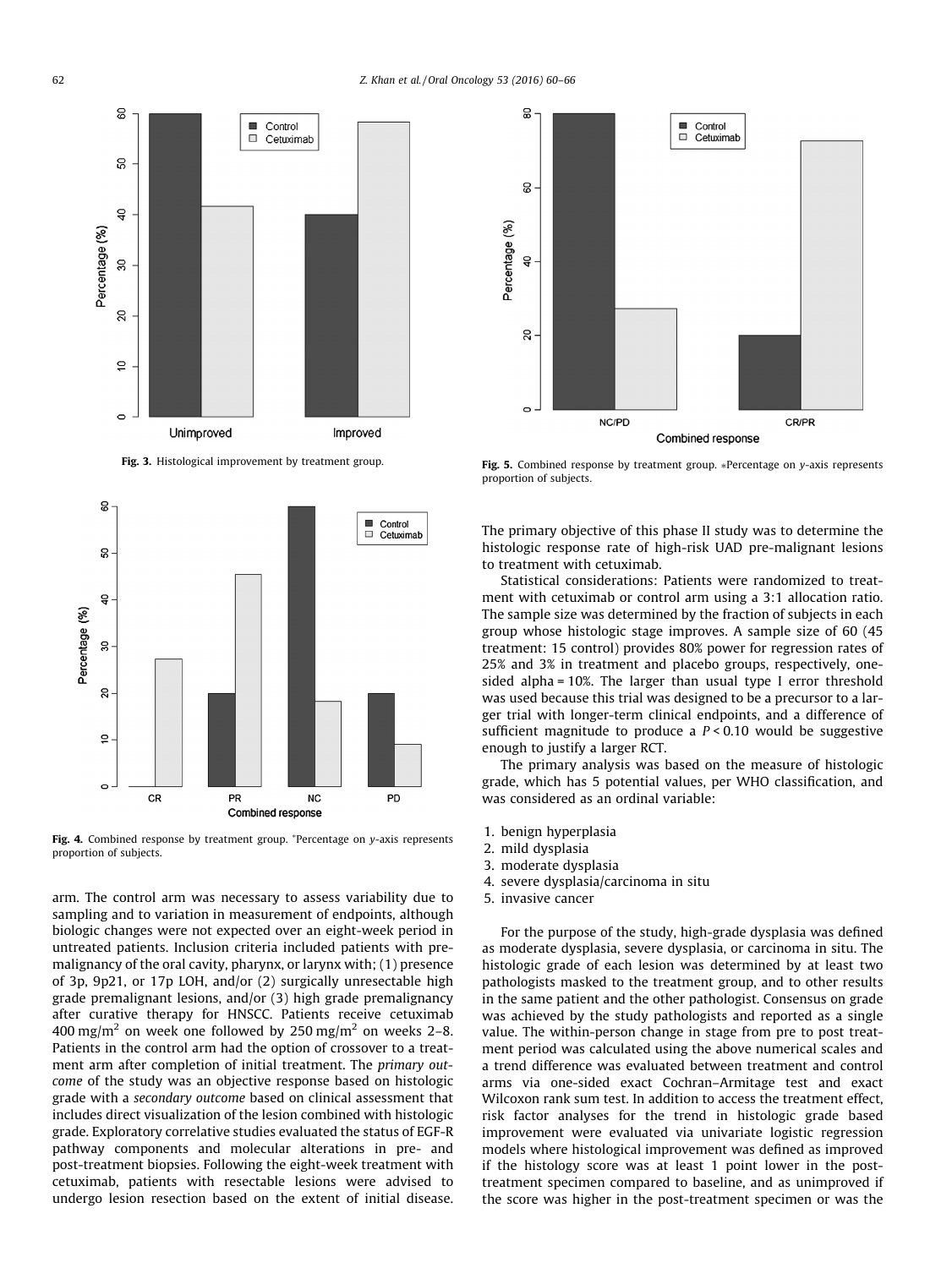Fig. 3. Histological improvement by treatment group.

Fig. 4. Combined response by treatment group. *Percentage on y-axis represents proportion of subjects.

arm. The control arm was necessary to assess variability due to sampling and to variation in measurement of endpoints, although biologic changes were not expected over an eight-week period in untreated patients. Inclusion criteria included patients with premalignancy of the oral cavity, pharynx, or larynx with; (1) presence of 3p, 9p21, or 17p LOH, and/or (2) surgically unresectable high grade premalignant lesions, and/or (3) high grade premalignancy after curative therapy for HNSCC. Patients receive cetuximab 400 mg/m$^2$ on week one followed by 250 mg/m$^2$ on weeks 2–8. Patients in the control arm had the option of crossover to a treatment arm after completion of initial treatment. The *primary outcome* of the study was an objective response based on histologic grade with a *secondary outcome* based on clinical assessment that includes direct visualization of the lesion combined with histologic grade. Exploratory correlative studies evaluated the status of EGF-R pathway components and molecular alterations in pre- and post-treatment biopsies. Following the eight-week treatment with cetuximab, patients with resectable lesions were advised to undergo lesion resection based on the extent of initial disease.

Fig. 5. Combined response by treatment group. *Percentage on y-axis represents proportion of subjects.

The primary objective of this phase II study was to determine the histologic response rate of high-risk UAD pre-malignant lesions to treatment with cetuximab.

Statistical considerations: Patients were randomized to treatment with cetuximab or control arm using a 3:1 allocation ratio. The sample size was determined by the fraction of subjects in each group whose histologic stage improves. A sample size of 60 (45 treatment: 15 control) provides 80% power for regression rates of 25% and 3% in treatment and placebo groups, respectively, one-sided alpha = 10%. The larger than usual type I error threshold was used because this trial was designed to be a precursor to a larger trial with longer-term clinical endpoints, and a difference of sufficient magnitude to produce a $P < 0.10$ would be suggestive enough to justify a larger RCT.

The primary analysis was based on the measure of histologic grade, which has 5 potential values, per WHO classification, and was considered as an ordinal variable:

1. benign hyperplasia
2. mild dysplasia
3. moderate dysplasia
4. severe dysplasia/carcinoma in situ
5. invasive cancer

For the purpose of the study, high-grade dysplasia was defined as moderate dysplasia, severe dysplasia, or carcinoma in situ. The histologic grade of each lesion was determined by at least two pathologists masked to the treatment group, and to other results in the same patient and the other pathologist. Consensus on grade was achieved by the study pathologists and reported as a single value. The within-person change in stage from pre to post treatment period was calculated using the above numerical scales and a trend difference was evaluated between treatment and control arms via one-sided exact Cochran–Armitage test and exact Wilcoxon rank sum test. In addition to access the treatment effect, risk factor analyses for the trend in histologic grade based improvement were evaluated via univariate logistic regression models where histological improvement was defined as improved if the histology score was at least 1 point lower in the post-treatment specimen compared to baseline, and as unimproved if the score was higher in the post-treatment specimen or was the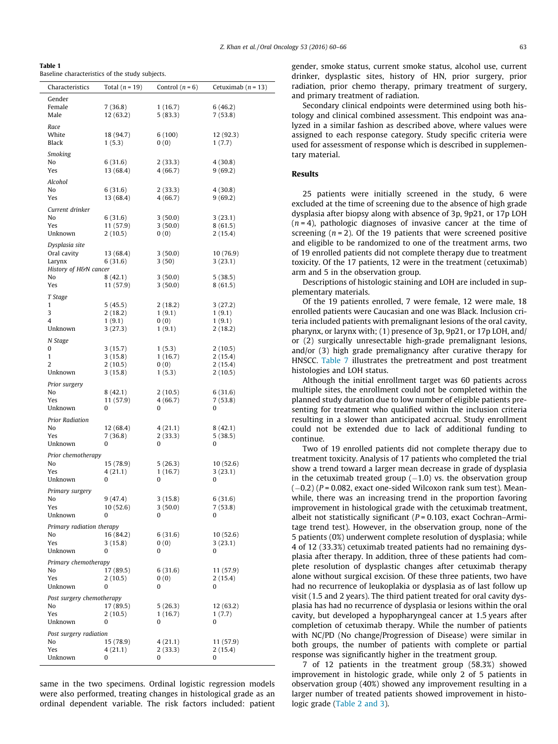**Table 1**
Baseline characteristics of the study subjects.

| Characteristics | Total (n = 19) | Control (n = 6) | Cetuximab (n = 13) |
|---|---|---|---|
| *Gender* | | | |
| Female | 7 (36.8) | 1 (16.7) | 6 (46.2) |
| Male | 12 (63.2) | 5 (83.3) | 7 (53.8) |
| *Race* | | | |
| White | 18 (94.7) | 6 (100) | 12 (92.3) |
| Black | 1 (5.3) | 0 (0) | 1 (7.7) |
| *Smoking* | | | |
| No | 6 (31.6) | 2 (33.3) | 4 (30.8) |
| Yes | 13 (68.4) | 4 (66.7) | 9 (69.2) |
| *Alcohol* | | | |
| No | 6 (31.6) | 2 (33.3) | 4 (30.8) |
| Yes | 13 (68.4) | 4 (66.7) | 9 (69.2) |
| *Current drinker* | | | |
| No | 6 (31.6) | 3 (50.0) | 3 (23.1) |
| Yes | 11 (57.9) | 3 (50.0) | 8 (61.5) |
| Unknown | 2 (10.5) | 0 (0) | 2 (15.4) |
| *Dysplasia site* | | | |
| Oral cavity | 13 (68.4) | 3 (50.0) | 10 (76.9) |
| Larynx | 6 (31.6) | 3 (50) | 3 (23.1) |
| *History of H&N cancer* | | | |
| No | 8 (42.1) | 3 (50.0) | 5 (38.5) |
| Yes | 11 (57.9) | 3 (50.0) | 8 (61.5) |
| *T Stage* | | | |
| 1 | 5 (45.5) | 2 (18.2) | 3 (27.2) |
| 3 | 2 (18.2) | 1 (9.1) | 1 (9.1) |
| 4 | 1 (9.1) | 0 (0) | 1 (9.1) |
| Unknown | 3 (27.3) | 1 (9.1) | 2 (18.2) |
| *N Stage* | | | |
| 0 | 3 (15.7) | 1 (5.3) | 2 (10.5) |
| 1 | 3 (15.8) | 1 (16.7) | 2 (15.4) |
| 2 | 2 (10.5) | 0 (0) | 2 (15.4) |
| Unknown | 3 (15.8) | 1 (5.3) | 2 (10.5) |
| *Prior surgery* | | | |
| No | 8 (42.1) | 2 (10.5) | 6 (31.6) |
| Yes | 11 (57.9) | 4 (66.7) | 7 (53.8) |
| Unknown | 0 | 0 | 0 |
| *Prior Radiation* | | | |
| No | 12 (68.4) | 4 (21.1) | 8 (42.1) |
| Yes | 7 (36.8) | 2 (33.3) | 5 (38.5) |
| Unknown | 0 | 0 | 0 |
| *Prior chemotherapy* | | | |
| No | 15 (78.9) | 5 (26.3) | 10 (52.6) |
| Yes | 4 (21.1) | 1 (16.7) | 3 (23.1) |
| Unknown | 0 | 0 | 0 |
| *Primary surgery* | | | |
| No | 9 (47.4) | 3 (15.8) | 6 (31.6) |
| Yes | 10 (52.6) | 3 (50.0) | 7 (53.8) |
| Unknown | 0 | 0 | 0 |
| *Primary radiation therapy* | | | |
| No | 16 (84.2) | 6 (31.6) | 10 (52.6) |
| Yes | 3 (15.8) | 0 (0) | 3 (23.1) |
| Unknown | 0 | 0 | 0 |
| *Primary chemotherapy* | | | |
| No | 17 (89.5) | 6 (31.6) | 11 (57.9) |
| Yes | 2 (10.5) | 0 (0) | 2 (15.4) |
| Unknown | 0 | 0 | 0 |
| *Post surgery chemotherapy* | | | |
| No | 17 (89.5) | 5 (26.3) | 12 (63.2) |
| Yes | 2 (10.5) | 1 (16.7) | 1 (7.7) |
| Unknown | 0 | 0 | 0 |
| *Post surgery radiation* | | | |
| No | 15 (78.9) | 4 (21.1) | 11 (57.9) |
| Yes | 4 (21.1) | 2 (33.3) | 2 (15.4) |
| Unknown | 0 | 0 | 0 |

same in the two specimens. Ordinal logistic regression models were also performed, treating changes in histological grade as an ordinal dependent variable. The risk factors included: patient gender, smoke status, current smoke status, alcohol use, current drinker, dysplastic sites, history of HN, prior surgery, prior radiation, prior chemo therapy, primary treatment of surgery, and primary treatment of radiation.

Secondary clinical endpoints were determined using both histology and clinical combined assessment. This endpoint was analyzed in a similar fashion as described above, where values were assigned to each response category. Study specific criteria were used for assessment of response which is described in supplementary material.

## Results

25 patients were initially screened in the study, 6 were excluded at the time of screening due to the absence of high grade dysplasia after biopsy along with absence of 3p, 9p21, or 17p LOH ($n = 4$), pathologic diagnoses of invasive cancer at the time of screening ($n = 2$). Of the 19 patients that were screened positive and eligible to be randomized to one of the treatment arms, two of 19 enrolled patients did not complete therapy due to treatment toxicity. Of the 17 patients, 12 were in the treatment (cetuximab) arm and 5 in the observation group.

Descriptions of histologic staining and LOH are included in supplementary materials.

Of the 19 patients enrolled, 7 were female, 12 were male, 18 enrolled patients were Caucasian and one was Black. Inclusion criteria included patients with premalignant lesions of the oral cavity, pharynx, or larynx with; (1) presence of 3p, 9p21, or 17p LOH, and/or (2) surgically unresectable high-grade premalignant lesions, and/or (3) high grade premalignancy after curative therapy for HNSCC. Table 7 illustrates the pretreatment and post treatment histologies and LOH status.

Although the initial enrollment target was 60 patients across multiple sites, the enrollment could not be completed within the planned study duration due to low number of eligible patients presenting for treatment who qualified within the inclusion criteria resulting in a slower than anticipated accrual. Study enrollment could not be extended due to lack of additional funding to continue.

Two of 19 enrolled patients did not complete therapy due to treatment toxicity. Analysis of 17 patients who completed the trial show a trend toward a larger mean decrease in grade of dysplasia in the cetuximab treated group (−1.0) vs. the observation group (−0.2) ($P = 0.082$, exact one-sided Wilcoxon rank sum test). Meanwhile, there was an increasing trend in the proportion favoring improvement in histological grade with the cetuximab treatment, albeit not statistically significant ($P = 0.103$, exact Cochran–Armitage trend test). However, in the observation group, none of the 5 patients (0%) underwent complete resolution of dysplasia; while 4 of 12 (33.3%) cetuximab treated patients had no remaining dysplasia after therapy. In addition, three of these patients had complete resolution of dysplastic changes after cetuximab therapy alone without surgical excision. Of these three patients, two have had no recurrence of leukoplakia or dysplasia as of last follow up visit (1.5 and 2 years). The third patient treated for oral cavity dysplasia has had no recurrence of dysplasia or lesions within the oral cavity, but developed a hypopharyngeal cancer at 1.5 years after completion of cetuximab therapy. While the number of patients with NC/PD (No change/Progression of Disease) were similar in both groups, the number of patients with complete or partial response was significantly higher in the treatment group.

7 of 12 patients in the treatment group (58.3%) showed improvement in histologic grade, while only 2 of 5 patients in observation group (40%) showed any improvement resulting in a larger number of treated patients showed improvement in histologic grade (Table 2 and 3).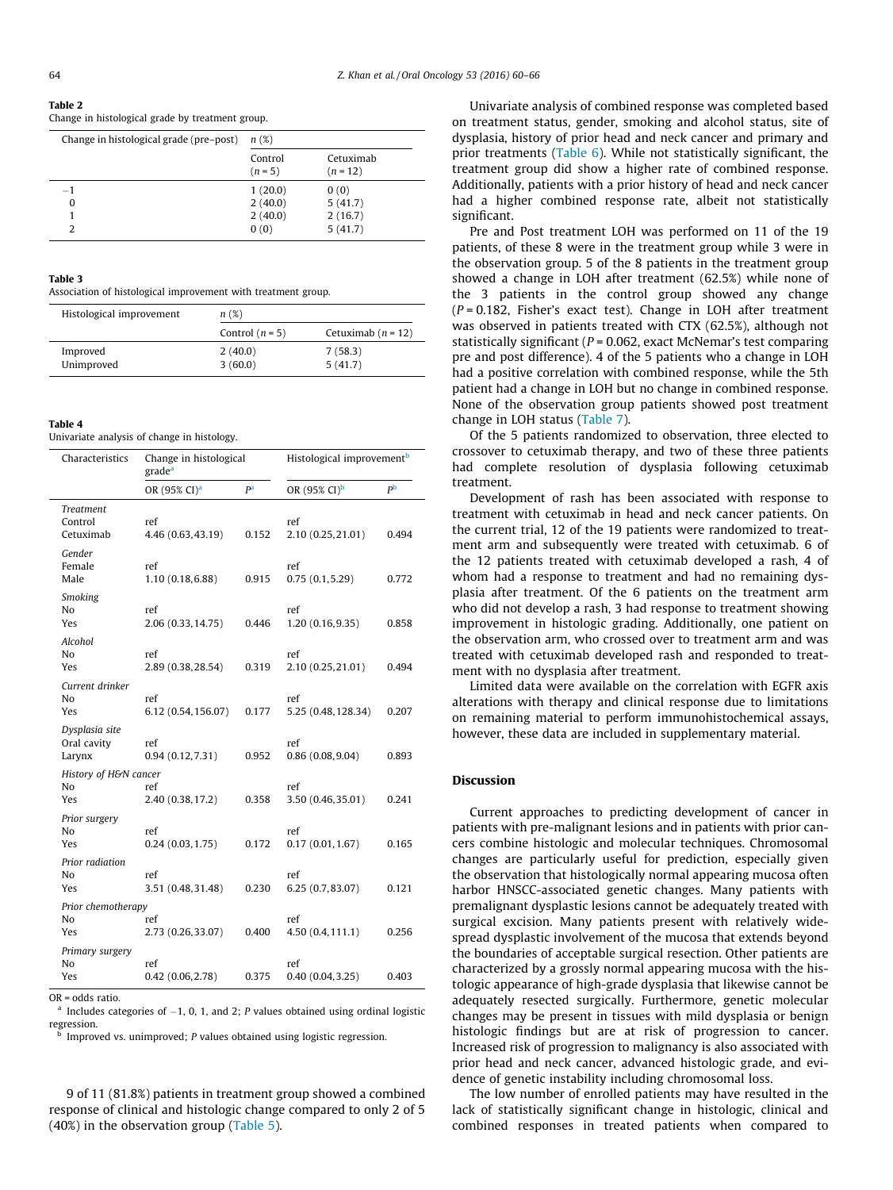**Table 2**
Change in histological grade by treatment group.

| Change in histological grade (pre–post) | n (%) | |
|---|---|---|
| | Control (n = 5) | Cetuximab (n = 12) |
| −1 | 1 (20.0) | 0 (0) |
| 0 | 2 (40.0) | 5 (41.7) |
| 1 | 2 (40.0) | 2 (16.7) |
| 2 | 0 (0) | 5 (41.7) |

**Table 3**
Association of histological improvement with treatment group.

| Histological improvement | n (%) | |
|---|---|---|
| | Control (n = 5) | Cetuximab (n = 12) |
| Improved | 2 (40.0) | 7 (58.3) |
| Unimproved | 3 (60.0) | 5 (41.7) |

**Table 4**
Univariate analysis of change in histology.

| Characteristics | Change in histological grade[a] | | Histological improvement[b] | |
|---|---|---|---|---|
| | OR (95% CI)[a] | P[a] | OR (95% CI)[b] | P[b] |
| *Treatment* | | | | |
| Control | ref | | ref | |
| Cetuximab | 4.46 (0.63, 43.19) | 0.152 | 2.10 (0.25, 21.01) | 0.494 |
| *Gender* | | | | |
| Female | ref | | ref | |
| Male | 1.10 (0.18, 6.88) | 0.915 | 0.75 (0.1, 5.29) | 0.772 |
| *Smoking* | | | | |
| No | ref | | ref | |
| Yes | 2.06 (0.33, 14.75) | 0.446 | 1.20 (0.16, 9.35) | 0.858 |
| *Alcohol* | | | | |
| No | ref | | ref | |
| Yes | 2.89 (0.38, 28.54) | 0.319 | 2.10 (0.25, 21.01) | 0.494 |
| *Current drinker* | | | | |
| No | ref | | ref | |
| Yes | 6.12 (0.54, 156.07) | 0.177 | 5.25 (0.48, 128.34) | 0.207 |
| *Dysplasia site* | | | | |
| Oral cavity | ref | | ref | |
| Larynx | 0.94 (0.12, 7.31) | 0.952 | 0.86 (0.08, 9.04) | 0.893 |
| *History of H&N cancer* | | | | |
| No | ref | | ref | |
| Yes | 2.40 (0.38, 17.2) | 0.358 | 3.50 (0.46, 35.01) | 0.241 |
| *Prior surgery* | | | | |
| No | ref | | ref | |
| Yes | 0.24 (0.03, 1.75) | 0.172 | 0.17 (0.01, 1.67) | 0.165 |
| *Prior radiation* | | | | |
| No | ref | | ref | |
| Yes | 3.51 (0.48, 31.48) | 0.230 | 6.25 (0.7, 83.07) | 0.121 |
| *Prior chemotherapy* | | | | |
| No | ref | | ref | |
| Yes | 2.73 (0.26, 33.07) | 0.400 | 4.50 (0.4, 111.1) | 0.256 |
| *Primary surgery* | | | | |
| No | ref | | ref | |
| Yes | 0.42 (0.06, 2.78) | 0.375 | 0.40 (0.04, 3.25) | 0.403 |

OR = odds ratio.
[a] Includes categories of −1, 0, 1, and 2; P values obtained using ordinal logistic regression.
[b] Improved vs. unimproved; P values obtained using logistic regression.

9 of 11 (81.8%) patients in treatment group showed a combined response of clinical and histologic change compared to only 2 of 5 (40%) in the observation group (Table 5).

Univariate analysis of combined response was completed based on treatment status, gender, smoking and alcohol status, site of dysplasia, history of prior head and neck cancer and primary and prior treatments (Table 6). While not statistically significant, the treatment group did show a higher rate of combined response. Additionally, patients with a prior history of head and neck cancer had a higher combined response rate, albeit not statistically significant.

Pre and Post treatment LOH was performed on 11 of the 19 patients, of these 8 were in the treatment group while 3 were in the observation group. 5 of the 8 patients in the treatment group showed a change in LOH after treatment (62.5%) while none of the 3 patients in the control group showed any change ($P = 0.182$, Fisher's exact test). Change in LOH after treatment was observed in patients treated with CTX (62.5%), although not statistically significant ($P = 0.062$, exact McNemar's test comparing pre and post difference). 4 of the 5 patients who a change in LOH had a positive correlation with combined response, while the 5th patient had a change in LOH but no change in combined response. None of the observation group patients showed post treatment change in LOH status (Table 7).

Of the 5 patients randomized to observation, three elected to crossover to cetuximab therapy, and two of these three patients had complete resolution of dysplasia following cetuximab treatment.

Development of rash has been associated with response to treatment with cetuximab in head and neck cancer patients. On the current trial, 12 of the 19 patients were randomized to treatment arm and subsequently were treated with cetuximab. 6 of the 12 patients treated with cetuximab developed a rash, 4 of whom had a response to treatment and had no remaining dysplasia after treatment. Of the 6 patients on the treatment arm who did not develop a rash, 3 had response to treatment showing improvement in histologic grading. Additionally, one patient on the observation arm, who crossed over to treatment arm and was treated with cetuximab developed rash and responded to treatment with no dysplasia after treatment.

Limited data were available on the correlation with EGFR axis alterations with therapy and clinical response due to limitations on remaining material to perform immunohistochemical assays, however, these data are included in supplementary material.

## Discussion

Current approaches to predicting development of cancer in patients with pre-malignant lesions and in patients with prior cancers combine histologic and molecular techniques. Chromosomal changes are particularly useful for prediction, especially given the observation that histologically normal appearing mucosa often harbor HNSCC-associated genetic changes. Many patients with premalignant dysplastic lesions cannot be adequately treated with surgical excision. Many patients present with relatively widespread dysplastic involvement of the mucosa that extends beyond the boundaries of acceptable surgical resection. Other patients are characterized by a grossly normal appearing mucosa with the histologic appearance of high-grade dysplasia that likewise cannot be adequately resected surgically. Furthermore, genetic molecular changes may be present in tissues with mild dysplasia or benign histologic findings but are at risk of progression to cancer. Increased risk of progression to malignancy is also associated with prior head and neck cancer, advanced histologic grade, and evidence of genetic instability including chromosomal loss.

The low number of enrolled patients may have resulted in the lack of statistically significant change in histologic, clinical and combined responses in treated patients when compared to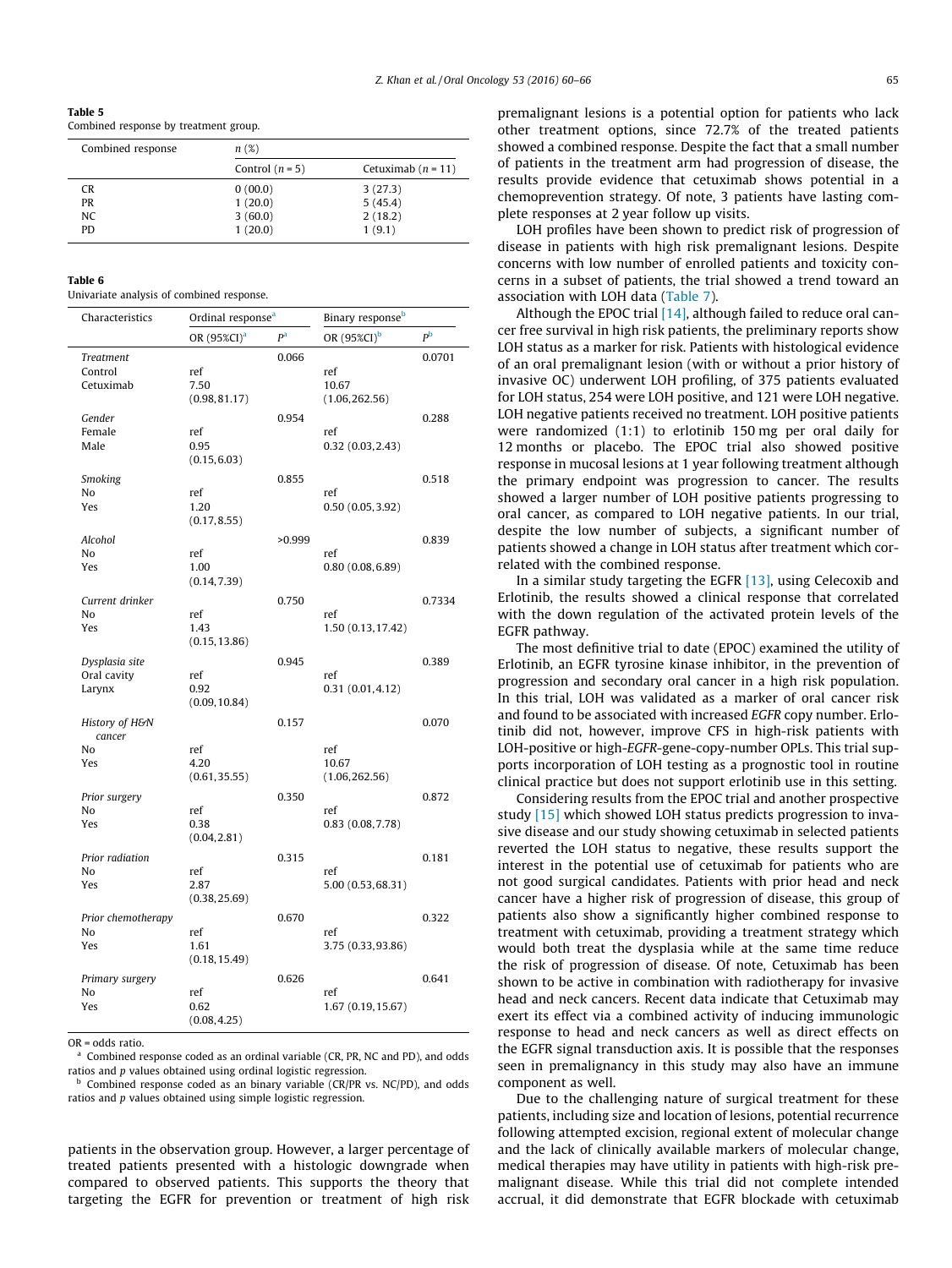**Table 5**
Combined response by treatment group.

| Combined response | n (%) | |
|---|---|---|
| | Control (n = 5) | Cetuximab (n = 11) |
| CR | 0 (00.0) | 3 (27.3) |
| PR | 1 (20.0) | 5 (45.4) |
| NC | 3 (60.0) | 2 (18.2) |
| PD | 1 (20.0) | 1 (9.1) |

**Table 6**
Univariate analysis of combined response.

| Characteristics | Ordinal response[a] | | Binary response[b] | |
|---|---|---|---|---|
| | OR (95%CI)[a] | P[a] | OR (95%CI)[b] | P[b] |
| *Treatment* | | 0.066 | | 0.0701 |
| Control | ref | | ref | |
| Cetuximab | 7.50 (0.98, 81.17) | | 10.67 (1.06, 262.56) | |
| *Gender* | | 0.954 | | 0.288 |
| Female | ref | | ref | |
| Male | 0.95 (0.15, 6.03) | | 0.32 (0.03, 2.43) | |
| *Smoking* | | 0.855 | | 0.518 |
| No | ref | | ref | |
| Yes | 1.20 (0.17, 8.55) | | 0.50 (0.05, 3.92) | |
| *Alcohol* | | >0.999 | | 0.839 |
| No | ref | | ref | |
| Yes | 1.00 (0.14, 7.39) | | 0.80 (0.08, 6.89) | |
| *Current drinker* | | 0.750 | | 0.7334 |
| No | ref | | ref | |
| Yes | 1.43 (0.15, 13.86) | | 1.50 (0.13, 17.42) | |
| *Dysplasia site* | | 0.945 | | 0.389 |
| Oral cavity | ref | | ref | |
| Larynx | 0.92 (0.09, 10.84) | | 0.31 (0.01, 4.12) | |
| *History of H&N cancer* | | 0.157 | | 0.070 |
| No | ref | | ref | |
| Yes | 4.20 (0.61, 35.55) | | 10.67 (1.06, 262.56) | |
| *Prior surgery* | | 0.350 | | 0.872 |
| No | ref | | ref | |
| Yes | 0.38 (0.04, 2.81) | | 0.83 (0.08, 7.78) | |
| *Prior radiation* | | 0.315 | | 0.181 |
| No | ref | | ref | |
| Yes | 2.87 (0.38, 25.69) | | 5.00 (0.53, 68.31) | |
| *Prior chemotherapy* | | 0.670 | | 0.322 |
| No | ref | | ref | |
| Yes | 1.61 (0.18, 15.49) | | 3.75 (0.33, 93.86) | |
| *Primary surgery* | | 0.626 | | 0.641 |
| No | ref | | ref | |
| Yes | 0.62 (0.08, 4.25) | | 1.67 (0.19, 15.67) | |

OR = odds ratio.
[a] Combined response coded as an ordinal variable (CR, PR, NC and PD), and odds ratios and p values obtained using ordinal logistic regression.
[b] Combined response coded as an binary variable (CR/PR vs. NC/PD), and odds ratios and p values obtained using simple logistic regression.

patients in the observation group. However, a larger percentage of treated patients presented with a histologic downgrade when compared to observed patients. This supports the theory that targeting the EGFR for prevention or treatment of high risk premalignant lesions is a potential option for patients who lack other treatment options, since 72.7% of the treated patients showed a combined response. Despite the fact that a small number of patients in the treatment arm had progression of disease, the results provide evidence that cetuximab shows potential in a chemoprevention strategy. Of note, 3 patients have lasting complete responses at 2 year follow up visits.

LOH profiles have been shown to predict risk of progression of disease in patients with high risk premalignant lesions. Despite concerns with low number of enrolled patients and toxicity concerns in a subset of patients, the trial showed a trend toward an association with LOH data (Table 7).

Although the EPOC trial [14], although failed to reduce oral cancer free survival in high risk patients, the preliminary reports show LOH status as a marker for risk. Patients with histological evidence of an oral premalignant lesion (with or without a prior history of invasive OC) underwent LOH profiling, of 375 patients evaluated for LOH status, 254 were LOH positive, and 121 were LOH negative. LOH negative patients received no treatment. LOH positive patients were randomized (1:1) to erlotinib 150 mg per oral daily for 12 months or placebo. The EPOC trial also showed positive response in mucosal lesions at 1 year following treatment although the primary endpoint was progression to cancer. The results showed a larger number of LOH positive patients progressing to oral cancer, as compared to LOH negative patients. In our trial, despite the low number of subjects, a significant number of patients showed a change in LOH status after treatment which correlated with the combined response.

In a similar study targeting the EGFR [13], using Celecoxib and Erlotinib, the results showed a clinical response that correlated with the down regulation of the activated protein levels of the EGFR pathway.

The most definitive trial to date (EPOC) examined the utility of Erlotinib, an EGFR tyrosine kinase inhibitor, in the prevention of progression and secondary oral cancer in a high risk population. In this trial, LOH was validated as a marker of oral cancer risk and found to be associated with increased *EGFR* copy number. Erlotinib did not, however, improve CFS in high-risk patients with LOH-positive or high-*EGFR*-gene-copy-number OPLs. This trial supports incorporation of LOH testing as a prognostic tool in routine clinical practice but does not support erlotinib use in this setting.

Considering results from the EPOC trial and another prospective study [15] which showed LOH status predicts progression to invasive disease and our study showing cetuximab in selected patients reverted the LOH status to negative, these results support the interest in the potential use of cetuximab for patients who are not good surgical candidates. Patients with prior head and neck cancer have a higher risk of progression of disease, this group of patients also show a significantly higher combined response to treatment with cetuximab, providing a treatment strategy which would both treat the dysplasia while at the same time reduce the risk of progression of disease. Of note, Cetuximab has been shown to be active in combination with radiotherapy for invasive head and neck cancers. Recent data indicate that Cetuximab may exert its effect via a combined activity of inducing immunologic response to head and neck cancers as well as direct effects on the EGFR signal transduction axis. It is possible that the responses seen in premalignancy in this study may also have an immune component as well.

Due to the challenging nature of surgical treatment for these patients, including size and location of lesions, potential recurrence following attempted excision, regional extent of molecular change and the lack of clinically available markers of molecular change, medical therapies may have utility in patients with high-risk premalignant disease. While this trial did not complete intended accrual, it did demonstrate that EGFR blockade with cetuximab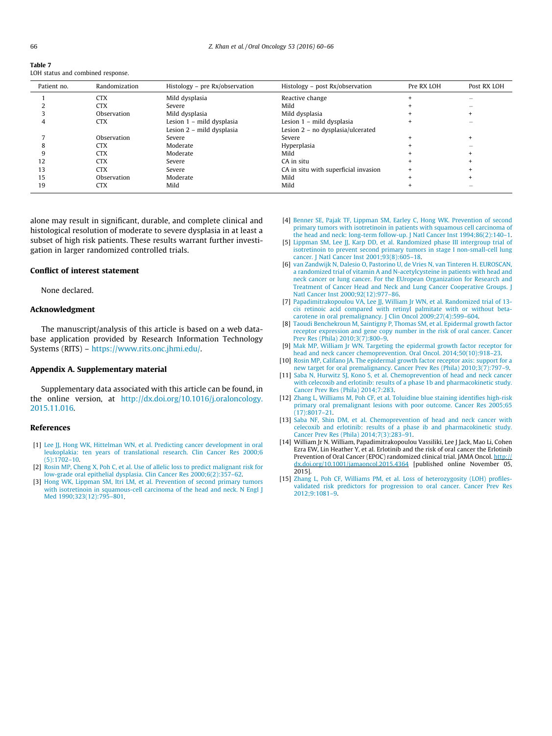**Table 7**
LOH status and combined response.

| Patient no. | Randomization | Histology – pre Rx/observation | Histology – post Rx/observation | Pre RX LOH | Post RX LOH |
|---|---|---|---|---|---|
| 1 | CTX | Mild dysplasia | Reactive change | + | – |
| 2 | CTX | Severe | Mild | + | – |
| 3 | Observation | Mild dysplasia | Mild dysplasia | + | + |
| 4 | CTX | Lesion 1 – mild dysplasia | Lesion 1 – mild dysplasia | + | – |
| | | Lesion 2 – mild dysplasia | Lesion 2 – no dysplasia/ulcerated | | |
| 7 | Observation | Severe | Severe | + | + |
| 8 | CTX | Moderate | Hyperplasia | + | – |
| 9 | CTX | Moderate | Mild | + | + |
| 12 | CTX | Severe | CA in situ | + | + |
| 13 | CTX | Severe | CA in situ with superficial invasion | + | + |
| 15 | Observation | Moderate | Mild | + | + |
| 19 | CTX | Mild | Mild | + | – |

alone may result in significant, durable, and complete clinical and histological resolution of moderate to severe dysplasia in at least a subset of high risk patients. These results warrant further investigation in larger randomized controlled trials.

## Conflict of interest statement

None declared.

## Acknowledgment

The manuscript/analysis of this article is based on a web database application provided by Research Information Technology Systems (RITS) – https://www.rits.onc.jhmi.edu/.

## Appendix A. Supplementary material

Supplementary data associated with this article can be found, in the online version, at http://dx.doi.org/10.1016/j.oraloncology.2015.11.016.

## References

[1] Lee JJ, Hong WK, Hittelman WN, et al. Predicting cancer development in oral leukoplakia: ten years of translational research. Clin Cancer Res 2000;6(5):1702–10.

[2] Rosin MP, Cheng X, Poh C, et al. Use of allelic loss to predict malignant risk for low-grade oral epithelial dysplasia. Clin Cancer Res 2000;6(2):357–62.

[3] Hong WK, Lippman SM, Itri LM, et al. Prevention of second primary tumors with isotretinoin in squamous-cell carcinoma of the head and neck. N Engl J Med 1990;323(12):795–801.

[4] Benner SE, Pajak TF, Lippman SM, Earley C, Hong WK. Prevention of second primary tumors with isotretinoin in patients with squamous cell carcinoma of the head and neck: long-term follow-up. J Natl Cancer Inst 1994;86(2):140–1.

[5] Lippman SM, Lee JJ, Karp DD, et al. Randomized phase III intergroup trial of isotretinoin to prevent second primary tumors in stage I non-small-cell lung cancer. J Natl Cancer Inst 2001;93(8):605–18.

[6] van Zandwijk N, Dalesio O, Pastorino U, de Vries N, van Tinteren H. EUROSCAN, a randomized trial of vitamin A and N-acetylcysteine in patients with head and neck cancer or lung cancer. For the EUropean Organization for Research and Treatment of Cancer Head and Neck and Lung Cancer Cooperative Groups. J Natl Cancer Inst 2000;92(12):977–86.

[7] Papadimitrakopoulou VA, Lee JJ, William Jr WN, et al. Randomized trial of 13-cis retinoic acid compared with retinyl palmitate with or without beta-carotene in oral premalignancy. J Clin Oncol 2009;27(4):599–604.

[8] Taoudi Benchekroun M, Saintigny P, Thomas SM, et al. Epidermal growth factor receptor expression and gene copy number in the risk of oral cancer. Cancer Prev Res (Phila) 2010;3(7):800–9.

[9] Mak MP, William Jr WN. Targeting the epidermal growth factor receptor for head and neck cancer chemoprevention. Oral Oncol. 2014;50(10):918–23.

[10] Rosin MP, Califano JA. The epidermal growth factor receptor axis: support for a new target for oral premalignancy. Cancer Prev Res (Phila) 2010;3(7):797–9.

[11] Saba N, Hurwitz SJ, Kono S, et al. Chemoprevention of head and neck cancer with celecoxib and erlotinib: results of a phase 1b and pharmacokinetic study. Cancer Prev Res (Phila) 2014;7:283.

[12] Zhang L, Williams M, Poh CF, et al. Toluidine blue staining identifies high-risk primary oral premalignant lesions with poor outcome. Cancer Res 2005;65(17):8017–21.

[13] Saba NF, Shin DM, et al. Chemoprevention of head and neck cancer with celecoxib and erlotinib: results of a phase ib and pharmacokinetic study. Cancer Prev Res (Phila) 2014;7(3):283–91.

[14] William Jr N. William, Papadimitrakopoulou Vassiliki, Lee J Jack, Mao Li, Cohen Ezra EW, Lin Heather Y, et al. Erlotinib and the risk of oral cancer the Erlotinib Prevention of Oral Cancer (EPOC) randomized clinical trial. JAMA Oncol. http://dx.doi.org/10.1001/jamaoncol.2015.4364 [published online November 05, 2015].

[15] Zhang L, Poh CF, Williams PM, et al. Loss of heterozygosity (LOH) profiles-validated risk predictors for progression to oral cancer. Cancer Prev Res 2012;9:1081–9.